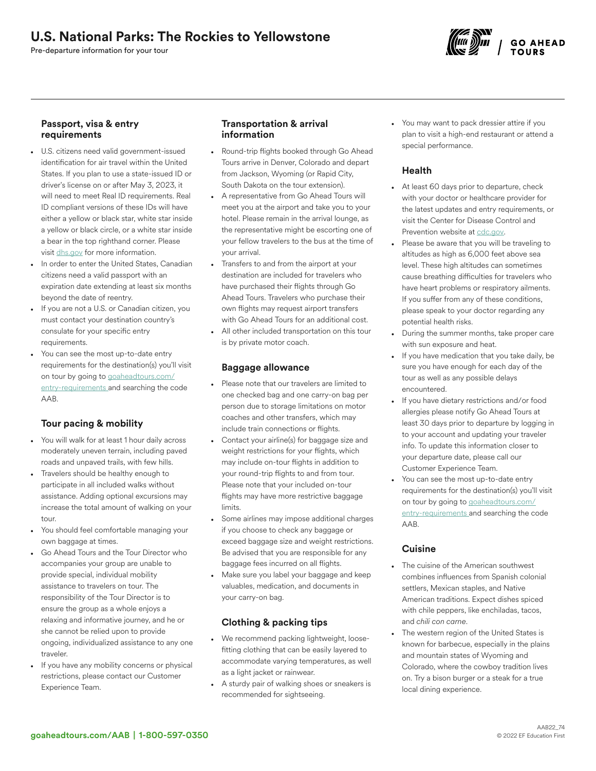# U.S. National Parks: The Rockies to Yellowstone

Pre-departure information for your tour

## Passport, visa & entry requirements

- U.S. citizens need valid government-issued identification for air travel within the United States. If you plan to use a state-issued ID or driver's license on or after May 3, 2023, it will need to meet Real ID requirements. Real ID compliant versions of these IDs will have either a yellow or black star, white star inside a yellow or black circle, or a white star inside a bear in the top righthand corner. Please visit dhs.gov for more information.
- In order to enter the United States, Canadian citizens need a valid passport with an expiration date extending at least six months beyond the date of reentry.
- If you are not a U.S. or Canadian citizen, you must contact your destination country's consulate for your specific entry requirements.
- You can see the most up-to-date entry requirements for the destination(s) you'll visit on tour by going to goaheadtours.com/entry-requirements and searching the code AAB.

## Tour pacing & mobility

- You will walk for at least 1 hour daily across moderately uneven terrain, including paved roads and unpaved trails, with few hills.
- Travelers should be healthy enough to participate in all included walks without assistance. Adding optional excursions may increase the total amount of walking on your tour.
- You should feel comfortable managing your own baggage at times.
- Go Ahead Tours and the Tour Director who accompanies your group are unable to provide special, individual mobility assistance to travelers on tour. The responsibility of the Tour Director is to ensure the group as a whole enjoys a relaxing and informative journey, and he or she cannot be relied upon to provide ongoing, individualized assistance to any one traveler.
- If you have any mobility concerns or physical restrictions, please contact our Customer Experience Team.

## Transportation & arrival information

- Round-trip flights booked through Go Ahead Tours arrive in Denver, Colorado and depart from Jackson, Wyoming (or Rapid City, South Dakota on the tour extension).
- A representative from Go Ahead Tours will meet you at the airport and take you to your hotel. Please remain in the arrival lounge, as the representative might be escorting one of your fellow travelers to the bus at the time of your arrival.
- Transfers to and from the airport at your destination are included for travelers who have purchased their flights through Go Ahead Tours. Travelers who purchase their own flights may request airport transfers with Go Ahead Tours for an additional cost.
- All other included transportation on this tour is by private motor coach.

## Baggage allowance

- Please note that our travelers are limited to one checked bag and one carry-on bag per person due to storage limitations on motor coaches and other transfers, which may include train connections or flights.
- Contact your airline(s) for baggage size and weight restrictions for your flights, which may include on-tour flights in addition to your round-trip flights to and from tour. Please note that your included on-tour flights may have more restrictive baggage limits.
- Some airlines may impose additional charges if you choose to check any baggage or exceed baggage size and weight restrictions. Be advised that you are responsible for any baggage fees incurred on all flights.
- Make sure you label your baggage and keep valuables, medication, and documents in your carry-on bag.

## Clothing & packing tips

- We recommend packing lightweight, loose-fitting clothing that can be easily layered to accommodate varying temperatures, as well as a light jacket or rainwear.
- A sturdy pair of walking shoes or sneakers is recommended for sightseeing.
- You may want to pack dressier attire if you plan to visit a high-end restaurant or attend a special performance.

## Health

- At least 60 days prior to departure, check with your doctor or healthcare provider for the latest updates and entry requirements, or visit the Center for Disease Control and Prevention website at cdc.gov.
- Please be aware that you will be traveling to altitudes as high as 6,000 feet above sea level. These high altitudes can sometimes cause breathing difficulties for travelers who have heart problems or respiratory ailments. If you suffer from any of these conditions, please speak to your doctor regarding any potential health risks.
- During the summer months, take proper care with sun exposure and heat.
- If you have medication that you take daily, be sure you have enough for each day of the tour as well as any possible delays encountered.
- If you have dietary restrictions and/or food allergies please notify Go Ahead Tours at least 30 days prior to departure by logging in to your account and updating your traveler info. To update this information closer to your departure date, please call our Customer Experience Team.
- You can see the most up-to-date entry requirements for the destination(s) you'll visit on tour by going to goaheadtours.com/entry-requirements and searching the code AAB.

## Cuisine

- The cuisine of the American southwest combines influences from Spanish colonial settlers, Mexican staples, and Native American traditions. Expect dishes spiced with chile peppers, like enchiladas, tacos, and *chili con carne*.
- The western region of the United States is known for barbecue, especially in the plains and mountain states of Wyoming and Colorado, where the cowboy tradition lives on. Try a bison burger or a steak for a true local dining experience.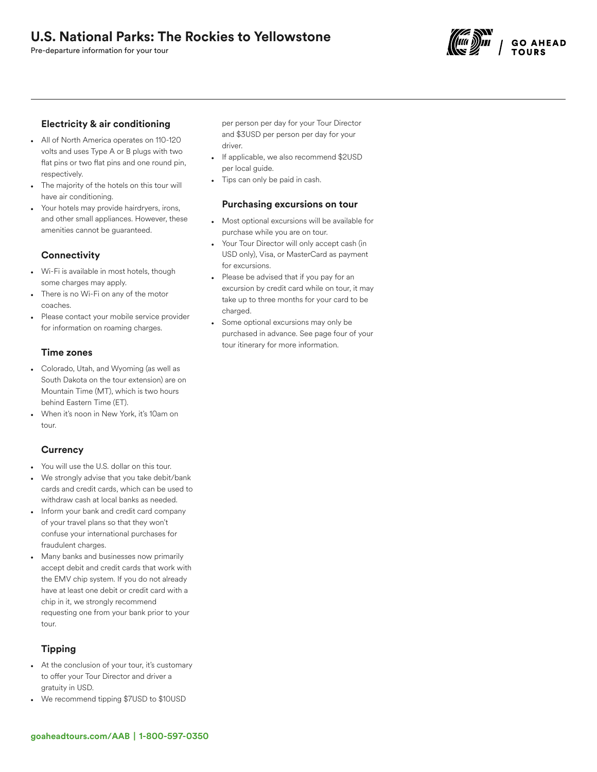# U.S. National Parks: The Rockies to Yellowstone

Pre-departure information for your tour

### Electricity & air conditioning

- All of North America operates on 110-120 volts and uses Type A or B plugs with two flat pins or two flat pins and one round pin, respectively.
- The majority of the hotels on this tour will have air conditioning.
- Your hotels may provide hairdryers, irons, and other small appliances. However, these amenities cannot be guaranteed.

### Connectivity

- Wi-Fi is available in most hotels, though some charges may apply.
- There is no Wi-Fi on any of the motor coaches.
- Please contact your mobile service provider for information on roaming charges.

### Time zones

- Colorado, Utah, and Wyoming (as well as South Dakota on the tour extension) are on Mountain Time (MT), which is two hours behind Eastern Time (ET).
- When it's noon in New York, it's 10am on tour.

### Currency

- You will use the U.S. dollar on this tour.
- We strongly advise that you take debit/bank cards and credit cards, which can be used to withdraw cash at local banks as needed.
- Inform your bank and credit card company of your travel plans so that they won't confuse your international purchases for fraudulent charges.
- Many banks and businesses now primarily accept debit and credit cards that work with the EMV chip system. If you do not already have at least one debit or credit card with a chip in it, we strongly recommend requesting one from your bank prior to your tour.

### Tipping

- At the conclusion of your tour, it's customary to offer your Tour Director and driver a gratuity in USD.
- We recommend tipping $7USD to $10USD per person per day for your Tour Director and $3USD per person per day for your driver.
- If applicable, we also recommend $2USD per local guide.
- Tips can only be paid in cash.

### Purchasing excursions on tour

- Most optional excursions will be available for purchase while you are on tour.
- Your Tour Director will only accept cash (in USD only), Visa, or MasterCard as payment for excursions.
- Please be advised that if you pay for an excursion by credit card while on tour, it may take up to three months for your card to be charged.
- Some optional excursions may only be purchased in advance. See page four of your tour itinerary for more information.

**goaheadtours.com/AAB | 1-800-597-0350**